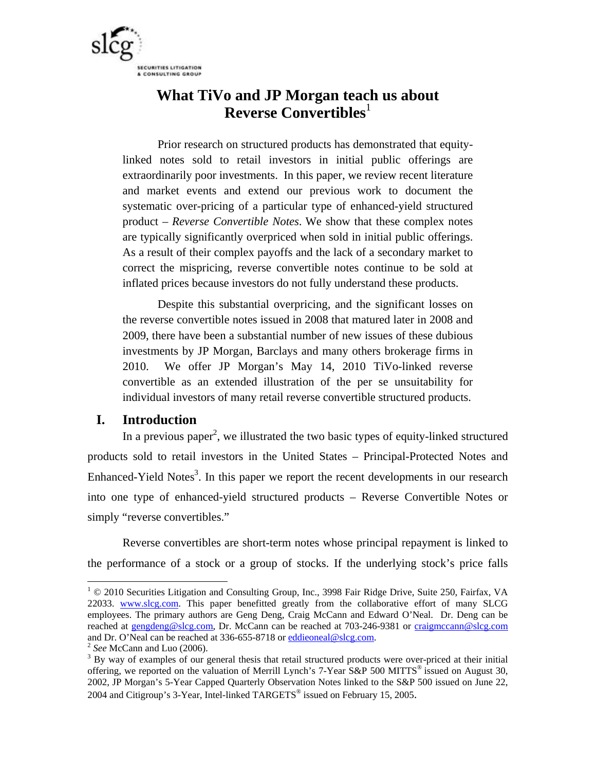slcg

SECURITIES LITIGATION & CONSULTING GROUP

# What TiVo and JP Morgan teach us about Reverse Convertibles[1]

Prior research on structured products has demonstrated that equity-linked notes sold to retail investors in initial public offerings are extraordinarily poor investments. In this paper, we review recent literature and market events and extend our previous work to document the systematic over-pricing of a particular type of enhanced-yield structured product – *Reverse Convertible Notes*. We show that these complex notes are typically significantly overpriced when sold in initial public offerings. As a result of their complex payoffs and the lack of a secondary market to correct the mispricing, reverse convertible notes continue to be sold at inflated prices because investors do not fully understand these products.

Despite this substantial overpricing, and the significant losses on the reverse convertible notes issued in 2008 that matured later in 2008 and 2009, there have been a substantial number of new issues of these dubious investments by JP Morgan, Barclays and many others brokerage firms in 2010. We offer JP Morgan's May 14, 2010 TiVo-linked reverse convertible as an extended illustration of the per se unsuitability for individual investors of many retail reverse convertible structured products.

## I. Introduction

In a previous paper[2], we illustrated the two basic types of equity-linked structured products sold to retail investors in the United States – Principal-Protected Notes and Enhanced-Yield Notes[3]. In this paper we report the recent developments in our research into one type of enhanced-yield structured products – Reverse Convertible Notes or simply "reverse convertibles."

Reverse convertibles are short-term notes whose principal repayment is linked to the performance of a stock or a group of stocks. If the underlying stock's price falls

---

[1] © 2010 Securities Litigation and Consulting Group, Inc., 3998 Fair Ridge Drive, Suite 250, Fairfax, VA 22033. www.slcg.com. This paper benefitted greatly from the collaborative effort of many SLCG employees. The primary authors are Geng Deng, Craig McCann and Edward O'Neal. Dr. Deng can be reached at gengdeng@slcg.com, Dr. McCann can be reached at 703-246-9381 or craigmccann@slcg.com and Dr. O'Neal can be reached at 336-655-8718 or eddieoneal@slcg.com.

[2] *See* McCann and Luo (2006).

[3] By way of examples of our general thesis that retail structured products were over-priced at their initial offering, we reported on the valuation of Merrill Lynch's 7-Year S&P 500 MITTS® issued on August 30, 2002, JP Morgan's 5-Year Capped Quarterly Observation Notes linked to the S&P 500 issued on June 22, 2004 and Citigroup's 3-Year, Intel-linked TARGETS® issued on February 15, 2005.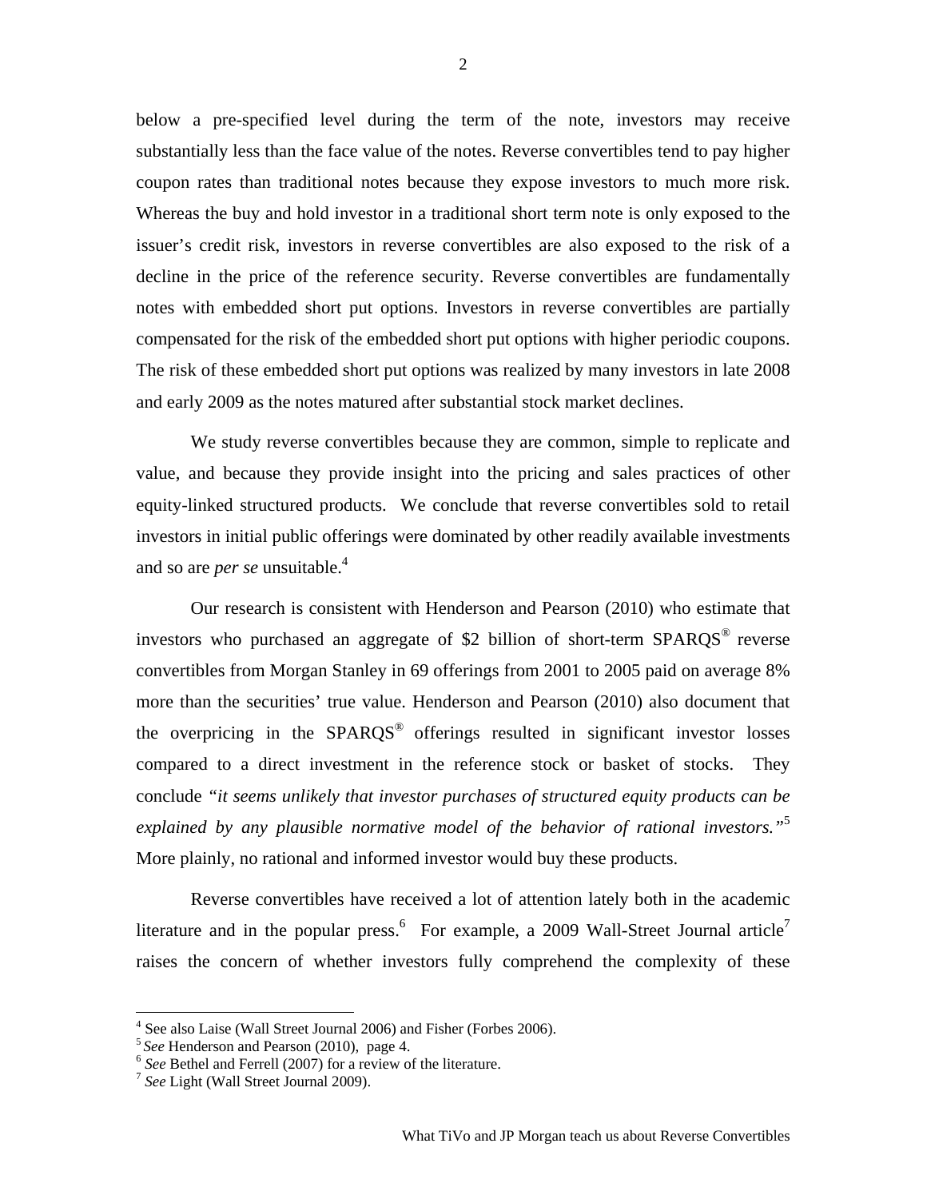below a pre-specified level during the term of the note, investors may receive substantially less than the face value of the notes. Reverse convertibles tend to pay higher coupon rates than traditional notes because they expose investors to much more risk. Whereas the buy and hold investor in a traditional short term note is only exposed to the issuer's credit risk, investors in reverse convertibles are also exposed to the risk of a decline in the price of the reference security. Reverse convertibles are fundamentally notes with embedded short put options. Investors in reverse convertibles are partially compensated for the risk of the embedded short put options with higher periodic coupons. The risk of these embedded short put options was realized by many investors in late 2008 and early 2009 as the notes matured after substantial stock market declines.

We study reverse convertibles because they are common, simple to replicate and value, and because they provide insight into the pricing and sales practices of other equity-linked structured products. We conclude that reverse convertibles sold to retail investors in initial public offerings were dominated by other readily available investments and so are *per se* unsuitable.[4]

Our research is consistent with Henderson and Pearson (2010) who estimate that investors who purchased an aggregate of $2 billion of short-term SPARQS® reverse convertibles from Morgan Stanley in 69 offerings from 2001 to 2005 paid on average 8% more than the securities' true value. Henderson and Pearson (2010) also document that the overpricing in the SPARQS® offerings resulted in significant investor losses compared to a direct investment in the reference stock or basket of stocks. They conclude *"it seems unlikely that investor purchases of structured equity products can be explained by any plausible normative model of the behavior of rational investors."*[5] More plainly, no rational and informed investor would buy these products.

Reverse convertibles have received a lot of attention lately both in the academic literature and in the popular press.[6] For example, a 2009 Wall-Street Journal article[7] raises the concern of whether investors fully comprehend the complexity of these

---

[4] See also Laise (Wall Street Journal 2006) and Fisher (Forbes 2006).

[5] *See* Henderson and Pearson (2010), page 4.

[6] *See* Bethel and Ferrell (2007) for a review of the literature.

[7] *See* Light (Wall Street Journal 2009).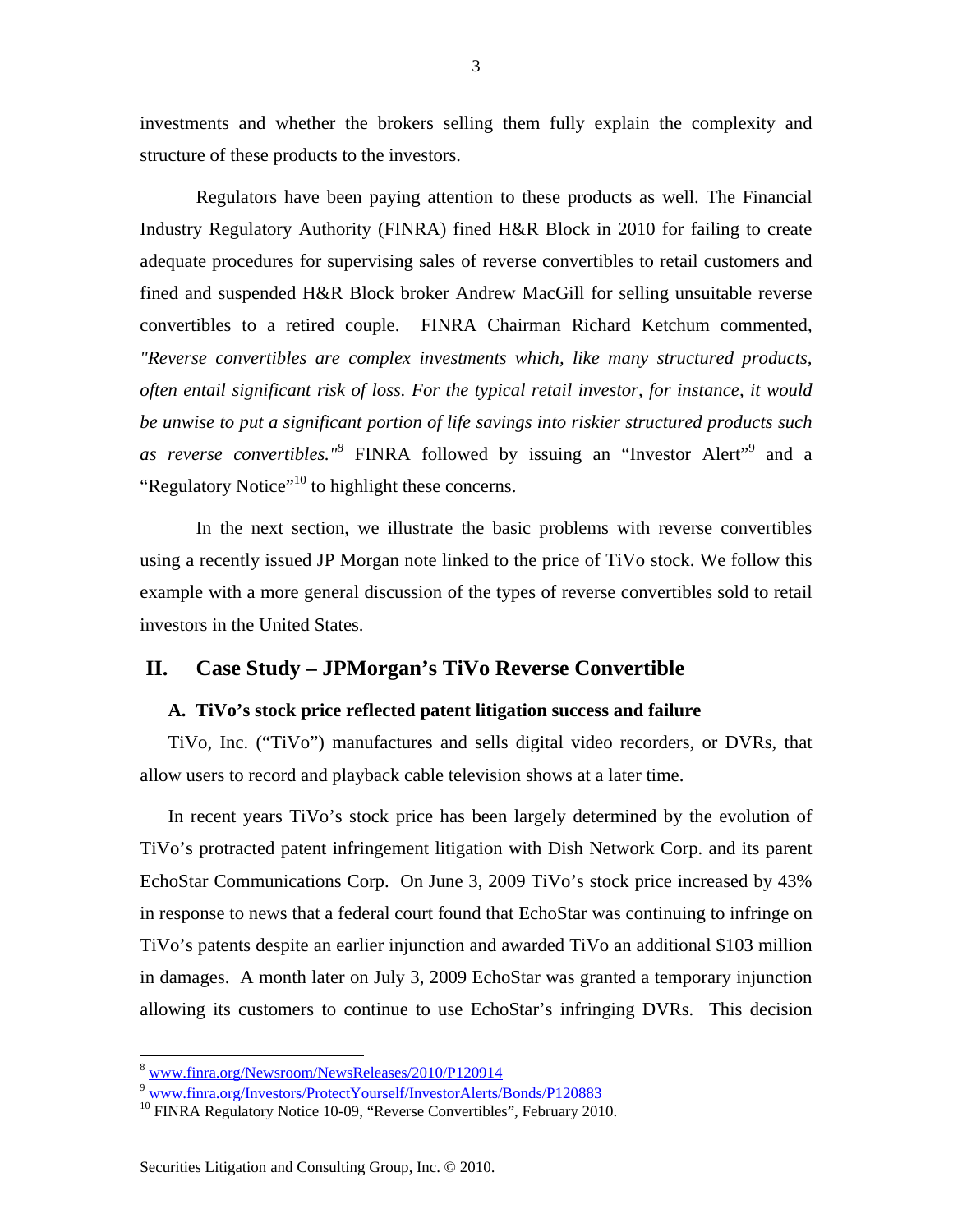investments and whether the brokers selling them fully explain the complexity and structure of these products to the investors.

Regulators have been paying attention to these products as well. The Financial Industry Regulatory Authority (FINRA) fined H&R Block in 2010 for failing to create adequate procedures for supervising sales of reverse convertibles to retail customers and fined and suspended H&R Block broker Andrew MacGill for selling unsuitable reverse convertibles to a retired couple. FINRA Chairman Richard Ketchum commented, *"Reverse convertibles are complex investments which, like many structured products, often entail significant risk of loss. For the typical retail investor, for instance, it would be unwise to put a significant portion of life savings into riskier structured products such as reverse convertibles."*[8] FINRA followed by issuing an "Investor Alert"[9] and a "Regulatory Notice"[10] to highlight these concerns.

In the next section, we illustrate the basic problems with reverse convertibles using a recently issued JP Morgan note linked to the price of TiVo stock. We follow this example with a more general discussion of the types of reverse convertibles sold to retail investors in the United States.

## II. Case Study – JPMorgan's TiVo Reverse Convertible

### A. TiVo's stock price reflected patent litigation success and failure

TiVo, Inc. ("TiVo") manufactures and sells digital video recorders, or DVRs, that allow users to record and playback cable television shows at a later time.

In recent years TiVo's stock price has been largely determined by the evolution of TiVo's protracted patent infringement litigation with Dish Network Corp. and its parent EchoStar Communications Corp. On June 3, 2009 TiVo's stock price increased by 43% in response to news that a federal court found that EchoStar was continuing to infringe on TiVo's patents despite an earlier injunction and awarded TiVo an additional $103 million in damages. A month later on July 3, 2009 EchoStar was granted a temporary injunction allowing its customers to continue to use EchoStar's infringing DVRs. This decision

---

[8] www.finra.org/Newsroom/NewsReleases/2010/P120914

[9] www.finra.org/Investors/ProtectYourself/InvestorAlerts/Bonds/P120883

[10] FINRA Regulatory Notice 10-09, "Reverse Convertibles", February 2010.

Securities Litigation and Consulting Group, Inc. © 2010.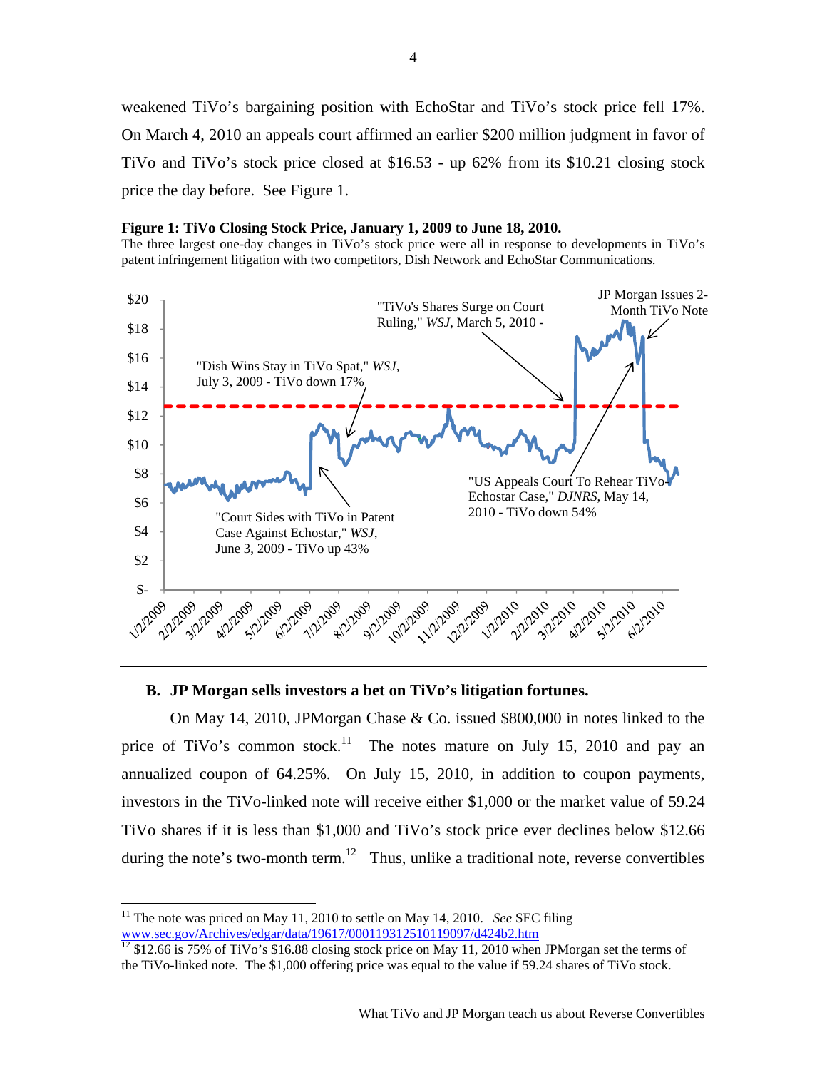weakened TiVo's bargaining position with EchoStar and TiVo's stock price fell 17%. On March 4, 2010 an appeals court affirmed an earlier $200 million judgment in favor of TiVo and TiVo's stock price closed at $16.53 - up 62% from its $10.21 closing stock price the day before. See Figure 1.

**Figure 1: TiVo Closing Stock Price, January 1, 2009 to June 18, 2010.**
The three largest one-day changes in TiVo's stock price were all in response to developments in TiVo's patent infringement litigation with two competitors, Dish Network and EchoStar Communications.

$20
$18
$16
$14
$12
$10
$8
$6
$4
$2
$-

1/2/2009 2/2/2009 3/2/2009 4/2/2009 5/2/2009 6/2/2009 7/2/2009 8/2/2009 9/2/2009 10/2/2009 11/2/2009 12/2/2009 1/2/2010 2/2/2010 3/2/2010 4/2/2010 5/2/2010 6/2/2010

"Dish Wins Stay in TiVo Spat," *WSJ*, July 3, 2009 - TiVo down 17%

"Court Sides with TiVo in Patent Case Against Echostar," *WSJ*, June 3, 2009 - TiVo up 43%

"TiVo's Shares Surge on Court Ruling," *WSJ*, March 5, 2010 -

"US Appeals Court To Rehear TiVo-Echostar Case," *DJNRS*, May 14, 2010 - TiVo down 54%

JP Morgan Issues 2-Month TiVo Note

## B. JP Morgan sells investors a bet on TiVo's litigation fortunes.

On May 14, 2010, JPMorgan Chase & Co. issued $800,000 in notes linked to the price of TiVo's common stock.[11] The notes mature on July 15, 2010 and pay an annualized coupon of 64.25%. On July 15, 2010, in addition to coupon payments, investors in the TiVo-linked note will receive either $1,000 or the market value of 59.24 TiVo shares if it is less than $1,000 and TiVo's stock price ever declines below $12.66 during the note's two-month term.[12] Thus, unlike a traditional note, reverse convertibles

[11] The note was priced on May 11, 2010 to settle on May 14, 2010. *See* SEC filing www.sec.gov/Archives/edgar/data/19617/000119312510119097/d424b2.htm

[12] $12.66 is 75% of TiVo's $16.88 closing stock price on May 11, 2010 when JPMorgan set the terms of the TiVo-linked note. The $1,000 offering price was equal to the value if 59.24 shares of TiVo stock.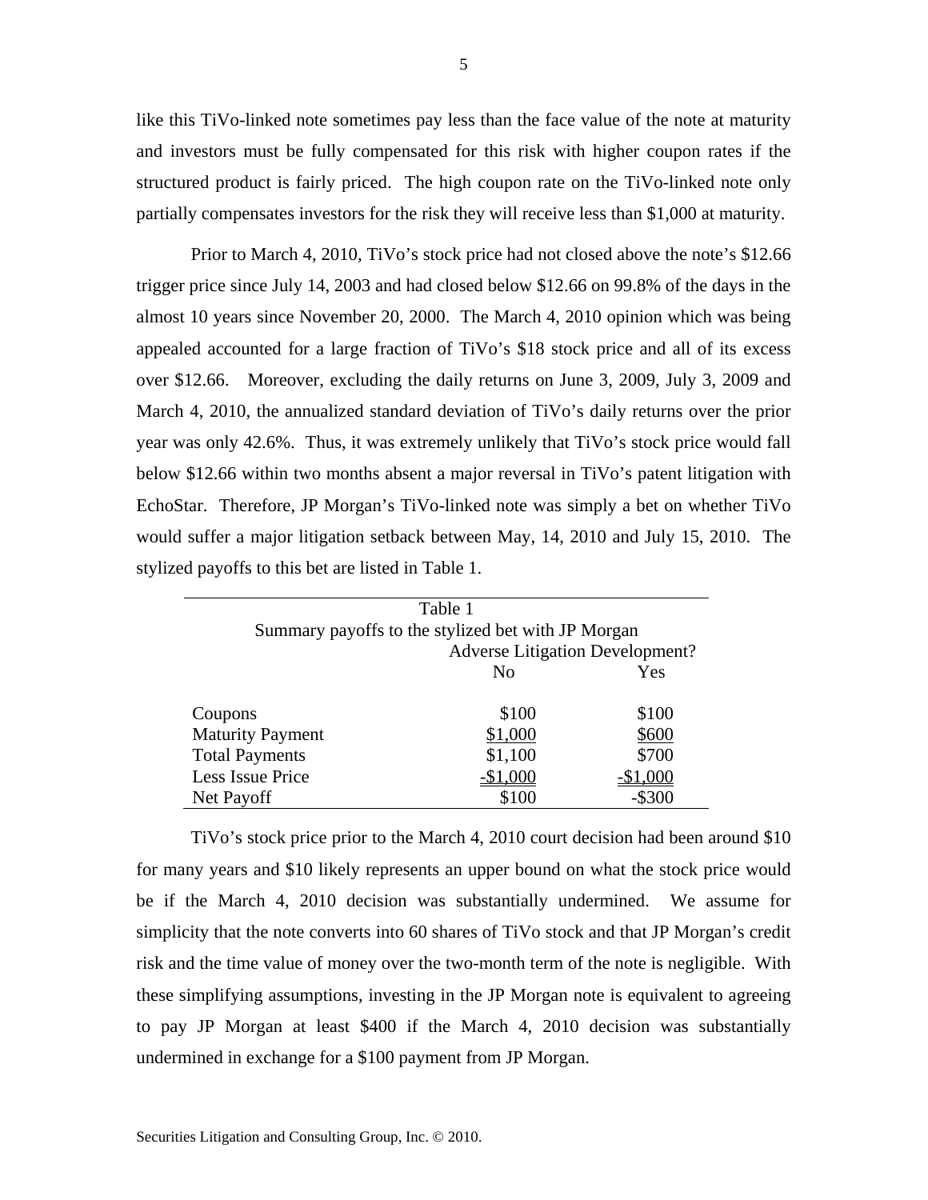like this TiVo-linked note sometimes pay less than the face value of the note at maturity and investors must be fully compensated for this risk with higher coupon rates if the structured product is fairly priced. The high coupon rate on the TiVo-linked note only partially compensates investors for the risk they will receive less than $1,000 at maturity.

Prior to March 4, 2010, TiVo's stock price had not closed above the note's $12.66 trigger price since July 14, 2003 and had closed below $12.66 on 99.8% of the days in the almost 10 years since November 20, 2000. The March 4, 2010 opinion which was being appealed accounted for a large fraction of TiVo's $18 stock price and all of its excess over $12.66. Moreover, excluding the daily returns on June 3, 2009, July 3, 2009 and March 4, 2010, the annualized standard deviation of TiVo's daily returns over the prior year was only 42.6%. Thus, it was extremely unlikely that TiVo's stock price would fall below $12.66 within two months absent a major reversal in TiVo's patent litigation with EchoStar. Therefore, JP Morgan's TiVo-linked note was simply a bet on whether TiVo would suffer a major litigation setback between May, 14, 2010 and July 15, 2010. The stylized payoffs to this bet are listed in Table 1.

Table 1
Summary payoffs to the stylized bet with JP Morgan

| | Adverse Litigation Development? | |
|---|---|---|
| | No | Yes |
| Coupons | $100 | $100 |
| Maturity Payment | $1,000 | $600 |
| Total Payments | $1,100 | $700 |
| Less Issue Price | -$1,000 | -$1,000 |
| Net Payoff | $100 | -$300 |

TiVo's stock price prior to the March 4, 2010 court decision had been around $10 for many years and $10 likely represents an upper bound on what the stock price would be if the March 4, 2010 decision was substantially undermined. We assume for simplicity that the note converts into 60 shares of TiVo stock and that JP Morgan's credit risk and the time value of money over the two-month term of the note is negligible. With these simplifying assumptions, investing in the JP Morgan note is equivalent to agreeing to pay JP Morgan at least $400 if the March 4, 2010 decision was substantially undermined in exchange for a $100 payment from JP Morgan.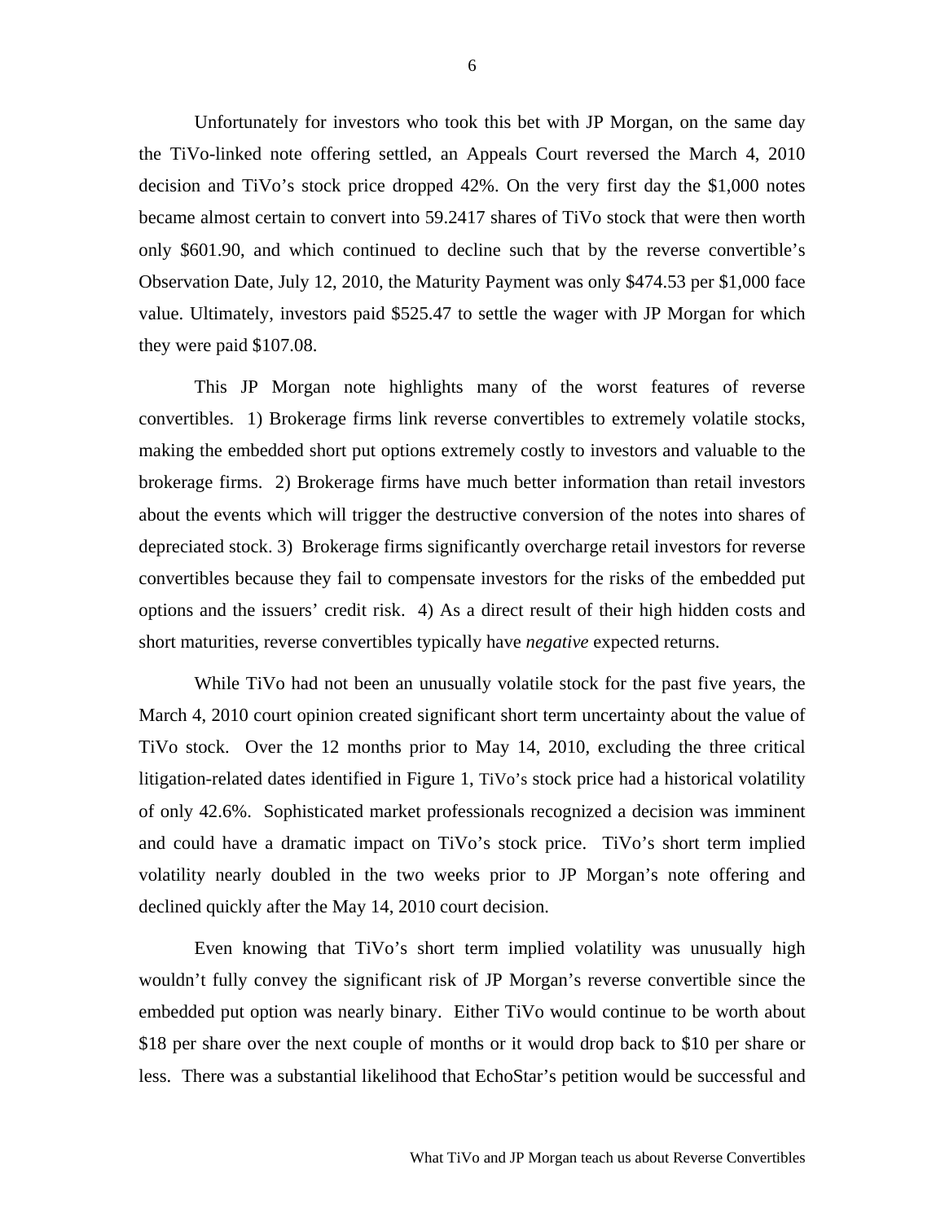Unfortunately for investors who took this bet with JP Morgan, on the same day the TiVo-linked note offering settled, an Appeals Court reversed the March 4, 2010 decision and TiVo's stock price dropped 42%. On the very first day the $1,000 notes became almost certain to convert into 59.2417 shares of TiVo stock that were then worth only $601.90, and which continued to decline such that by the reverse convertible's Observation Date, July 12, 2010, the Maturity Payment was only $474.53 per $1,000 face value. Ultimately, investors paid $525.47 to settle the wager with JP Morgan for which they were paid $107.08.

This JP Morgan note highlights many of the worst features of reverse convertibles. 1) Brokerage firms link reverse convertibles to extremely volatile stocks, making the embedded short put options extremely costly to investors and valuable to the brokerage firms. 2) Brokerage firms have much better information than retail investors about the events which will trigger the destructive conversion of the notes into shares of depreciated stock. 3) Brokerage firms significantly overcharge retail investors for reverse convertibles because they fail to compensate investors for the risks of the embedded put options and the issuers' credit risk. 4) As a direct result of their high hidden costs and short maturities, reverse convertibles typically have *negative* expected returns.

While TiVo had not been an unusually volatile stock for the past five years, the March 4, 2010 court opinion created significant short term uncertainty about the value of TiVo stock. Over the 12 months prior to May 14, 2010, excluding the three critical litigation-related dates identified in Figure 1, TiVo's stock price had a historical volatility of only 42.6%. Sophisticated market professionals recognized a decision was imminent and could have a dramatic impact on TiVo's stock price. TiVo's short term implied volatility nearly doubled in the two weeks prior to JP Morgan's note offering and declined quickly after the May 14, 2010 court decision.

Even knowing that TiVo's short term implied volatility was unusually high wouldn't fully convey the significant risk of JP Morgan's reverse convertible since the embedded put option was nearly binary. Either TiVo would continue to be worth about $18 per share over the next couple of months or it would drop back to $10 per share or less. There was a substantial likelihood that EchoStar's petition would be successful and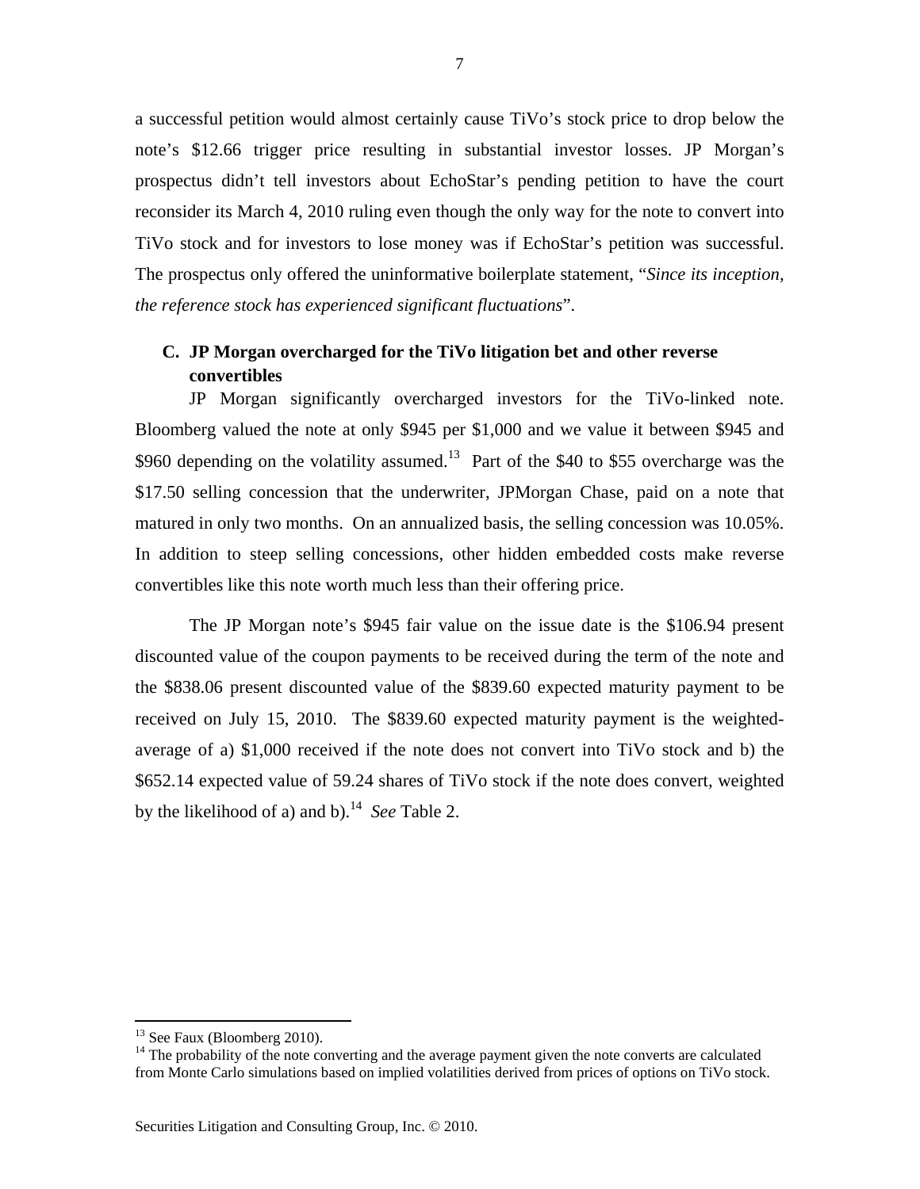a successful petition would almost certainly cause TiVo's stock price to drop below the note's $12.66 trigger price resulting in substantial investor losses. JP Morgan's prospectus didn't tell investors about EchoStar's pending petition to have the court reconsider its March 4, 2010 ruling even though the only way for the note to convert into TiVo stock and for investors to lose money was if EchoStar's petition was successful. The prospectus only offered the uninformative boilerplate statement, "*Since its inception, the reference stock has experienced significant fluctuations*".

### C. JP Morgan overcharged for the TiVo litigation bet and other reverse convertibles

JP Morgan significantly overcharged investors for the TiVo-linked note. Bloomberg valued the note at only $945 per $1,000 and we value it between $945 and $960 depending on the volatility assumed.[13] Part of the $40 to $55 overcharge was the $17.50 selling concession that the underwriter, JPMorgan Chase, paid on a note that matured in only two months. On an annualized basis, the selling concession was 10.05%. In addition to steep selling concessions, other hidden embedded costs make reverse convertibles like this note worth much less than their offering price.

The JP Morgan note's $945 fair value on the issue date is the $106.94 present discounted value of the coupon payments to be received during the term of the note and the $838.06 present discounted value of the $839.60 expected maturity payment to be received on July 15, 2010. The $839.60 expected maturity payment is the weighted-average of a) $1,000 received if the note does not convert into TiVo stock and b) the $652.14 expected value of 59.24 shares of TiVo stock if the note does convert, weighted by the likelihood of a) and b).[14] *See* Table 2.

---

[13] See Faux (Bloomberg 2010).

[14] The probability of the note converting and the average payment given the note converts are calculated from Monte Carlo simulations based on implied volatilities derived from prices of options on TiVo stock.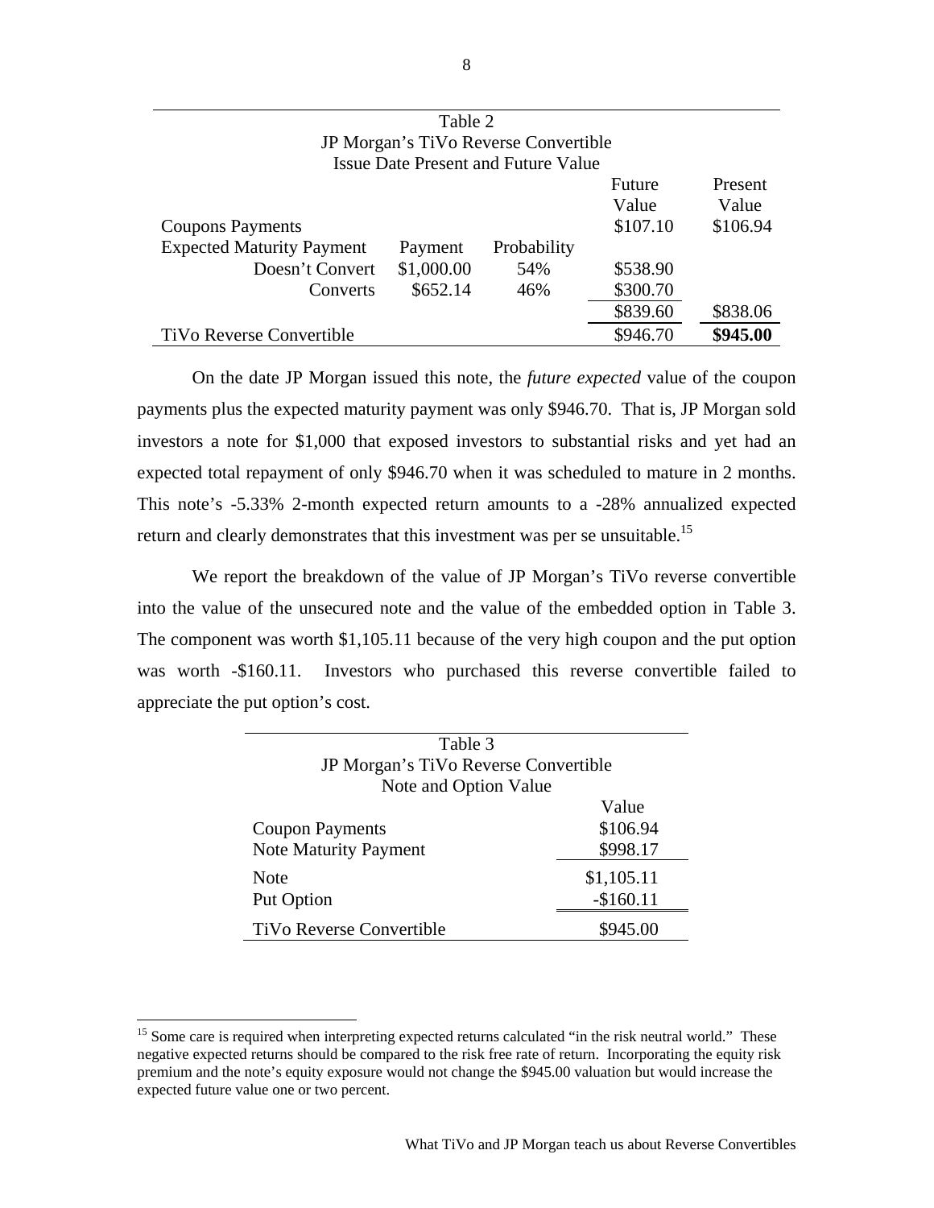Table 2
JP Morgan's TiVo Reverse Convertible
Issue Date Present and Future Value

| | Payment | Probability | Future Value | Present Value |
|---|---|---|---|---|
| Coupons Payments | | | \$107.10 | \$106.94 |
| Expected Maturity Payment | Payment | Probability | | |
| Doesn't Convert | \$1,000.00 | 54% | \$538.90 | |
| Converts | \$652.14 | 46% | \$300.70 | |
| | | | \$839.60 | \$838.06 |
| TiVo Reverse Convertible | | | \$946.70 | **\$945.00** |

On the date JP Morgan issued this note, the *future expected* value of the coupon payments plus the expected maturity payment was only \$946.70. That is, JP Morgan sold investors a note for \$1,000 that exposed investors to substantial risks and yet had an expected total repayment of only \$946.70 when it was scheduled to mature in 2 months. This note's -5.33% 2-month expected return amounts to a -28% annualized expected return and clearly demonstrates that this investment was per se unsuitable.[15]

We report the breakdown of the value of JP Morgan's TiVo reverse convertible into the value of the unsecured note and the value of the embedded option in Table 3. The component was worth \$1,105.11 because of the very high coupon and the put option was worth -\$160.11. Investors who purchased this reverse convertible failed to appreciate the put option's cost.

Table 3
JP Morgan's TiVo Reverse Convertible
Note and Option Value

| | Value |
|---|---|
| Coupon Payments | \$106.94 |
| Note Maturity Payment | \$998.17 |
| Note | \$1,105.11 |
| Put Option | -\$160.11 |
| TiVo Reverse Convertible | \$945.00 |

[15] Some care is required when interpreting expected returns calculated "in the risk neutral world." These negative expected returns should be compared to the risk free rate of return. Incorporating the equity risk premium and the note's equity exposure would not change the \$945.00 valuation but would increase the expected future value one or two percent.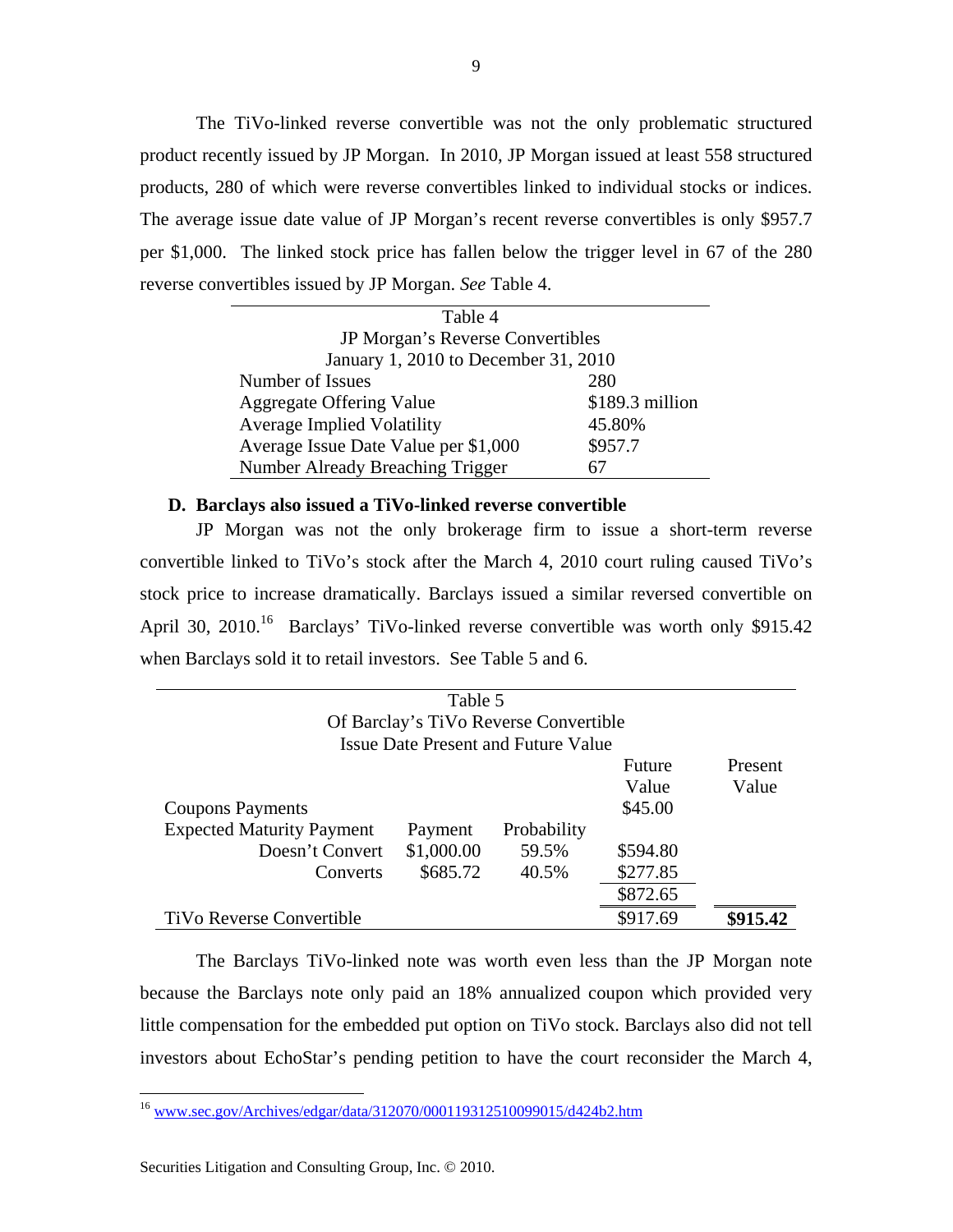The TiVo-linked reverse convertible was not the only problematic structured product recently issued by JP Morgan. In 2010, JP Morgan issued at least 558 structured products, 280 of which were reverse convertibles linked to individual stocks or indices. The average issue date value of JP Morgan's recent reverse convertibles is only $957.7 per $1,000. The linked stock price has fallen below the trigger level in 67 of the 280 reverse convertibles issued by JP Morgan. *See* Table 4.

Table 4
JP Morgan's Reverse Convertibles
January 1, 2010 to December 31, 2010

| | |
|---|---|
| Number of Issues | 280 |
| Aggregate Offering Value | $189.3 million |
| Average Implied Volatility | 45.80% |
| Average Issue Date Value per $1,000 | $957.7 |
| Number Already Breaching Trigger | 67 |

### D. Barclays also issued a TiVo-linked reverse convertible

JP Morgan was not the only brokerage firm to issue a short-term reverse convertible linked to TiVo's stock after the March 4, 2010 court ruling caused TiVo's stock price to increase dramatically. Barclays issued a similar reversed convertible on April 30, 2010.[16] Barclays' TiVo-linked reverse convertible was worth only $915.42 when Barclays sold it to retail investors. See Table 5 and 6.

Table 5
Of Barclay's TiVo Reverse Convertible
Issue Date Present and Future Value

| | | | Future Value | Present Value |
|---|---|---|---|---|
| Coupons Payments | | | $45.00 | |
| Expected Maturity Payment | Payment | Probability | | |
| Doesn't Convert | $1,000.00 | 59.5% | $594.80 | |
| Converts | $685.72 | 40.5% | $277.85 | |
| | | | $872.65 | |
| TiVo Reverse Convertible | | | $917.69 | **$915.42** |

The Barclays TiVo-linked note was worth even less than the JP Morgan note because the Barclays note only paid an 18% annualized coupon which provided very little compensation for the embedded put option on TiVo stock. Barclays also did not tell investors about EchoStar's pending petition to have the court reconsider the March 4,

[16] www.sec.gov/Archives/edgar/data/312070/000119312510099015/d424b2.htm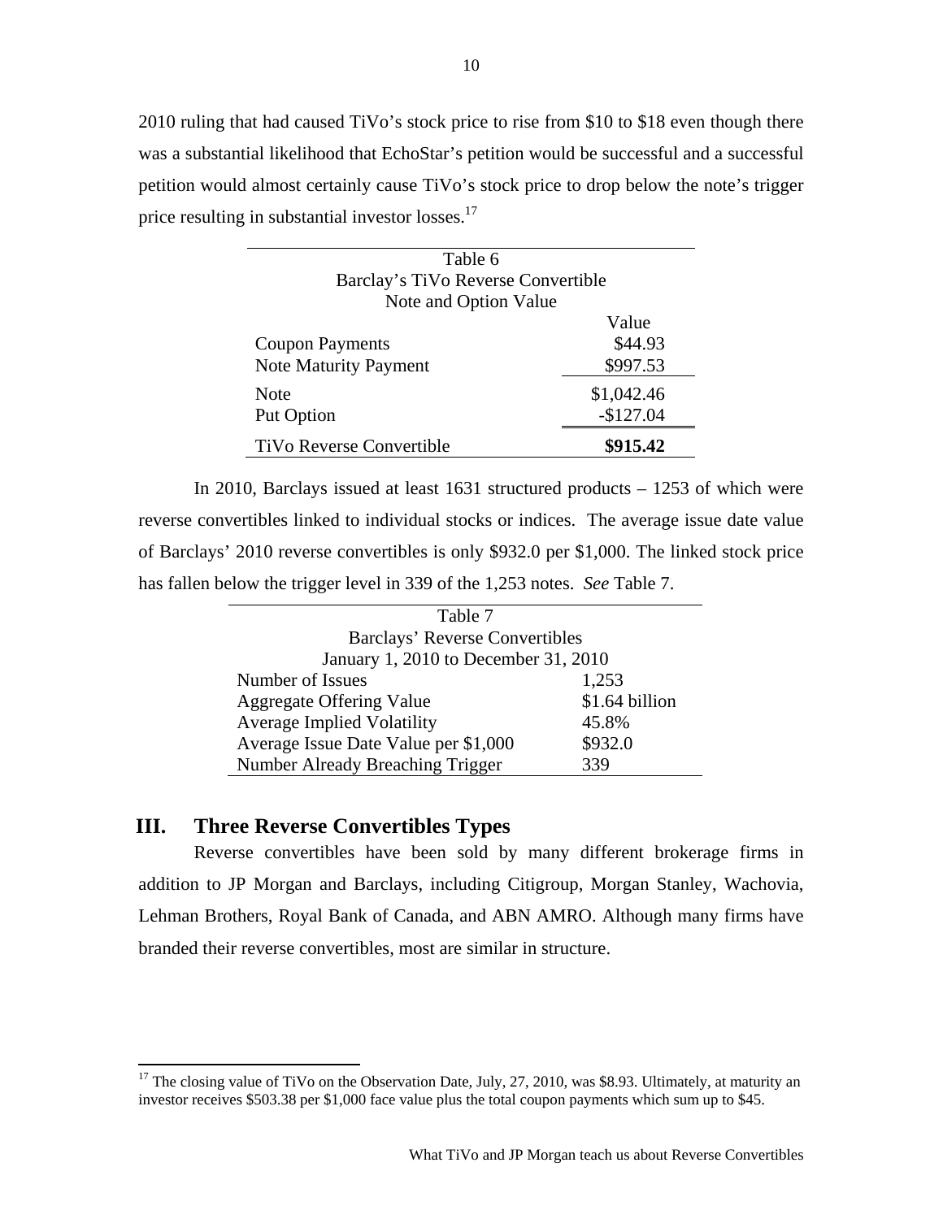2010 ruling that had caused TiVo's stock price to rise from \$10 to \$18 even though there was a substantial likelihood that EchoStar's petition would be successful and a successful petition would almost certainly cause TiVo's stock price to drop below the note's trigger price resulting in substantial investor losses.[17]

Table 6
Barclay's TiVo Reverse Convertible
Note and Option Value

| | Value |
|---|---|
| Coupon Payments | \$44.93 |
| Note Maturity Payment | \$997.53 |
| Note | \$1,042.46 |
| Put Option | -\$127.04 |
| TiVo Reverse Convertible | **\$915.42** |

In 2010, Barclays issued at least 1631 structured products – 1253 of which were reverse convertibles linked to individual stocks or indices. The average issue date value of Barclays' 2010 reverse convertibles is only \$932.0 per \$1,000. The linked stock price has fallen below the trigger level in 339 of the 1,253 notes. *See* Table 7.

Table 7
Barclays' Reverse Convertibles
January 1, 2010 to December 31, 2010

| | |
|---|---|
| Number of Issues | 1,253 |
| Aggregate Offering Value | \$1.64 billion |
| Average Implied Volatility | 45.8% |
| Average Issue Date Value per \$1,000 | \$932.0 |
| Number Already Breaching Trigger | 339 |

## III. Three Reverse Convertibles Types

Reverse convertibles have been sold by many different brokerage firms in addition to JP Morgan and Barclays, including Citigroup, Morgan Stanley, Wachovia, Lehman Brothers, Royal Bank of Canada, and ABN AMRO. Although many firms have branded their reverse convertibles, most are similar in structure.

[17] The closing value of TiVo on the Observation Date, July, 27, 2010, was \$8.93. Ultimately, at maturity an investor receives \$503.38 per \$1,000 face value plus the total coupon payments which sum up to \$45.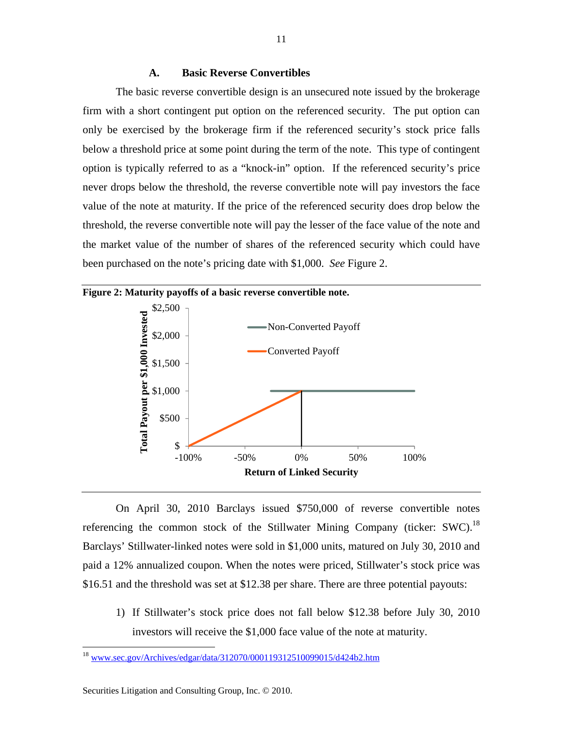### A. Basic Reverse Convertibles

The basic reverse convertible design is an unsecured note issued by the brokerage firm with a short contingent put option on the referenced security. The put option can only be exercised by the brokerage firm if the referenced security's stock price falls below a threshold price at some point during the term of the note. This type of contingent option is typically referred to as a "knock-in" option. If the referenced security's price never drops below the threshold, the reverse convertible note will pay investors the face value of the note at maturity. If the price of the referenced security does drop below the threshold, the reverse convertible note will pay the lesser of the face value of the note and the market value of the number of shares of the referenced security which could have been purchased on the note's pricing date with $1,000. *See* Figure 2.

**Figure 2: Maturity payoffs of a basic reverse convertible note.**

Total Payout per $1,000 Invested

$2,500
$2,000
$1,500
$1,000
$500
$

-100%
-50%
0%
50%
100%

Return of Linked Security

Non-Converted Payoff

Converted Payoff

On April 30, 2010 Barclays issued $750,000 of reverse convertible notes referencing the common stock of the Stillwater Mining Company (ticker: SWC).[18] Barclays' Stillwater-linked notes were sold in $1,000 units, matured on July 30, 2010 and paid a 12% annualized coupon. When the notes were priced, Stillwater's stock price was $16.51 and the threshold was set at $12.38 per share. There are three potential payouts:

1) If Stillwater's stock price does not fall below $12.38 before July 30, 2010 investors will receive the $1,000 face value of the note at maturity.

[18] www.sec.gov/Archives/edgar/data/312070/000119312510099015/d424b2.htm

Securities Litigation and Consulting Group, Inc. © 2010.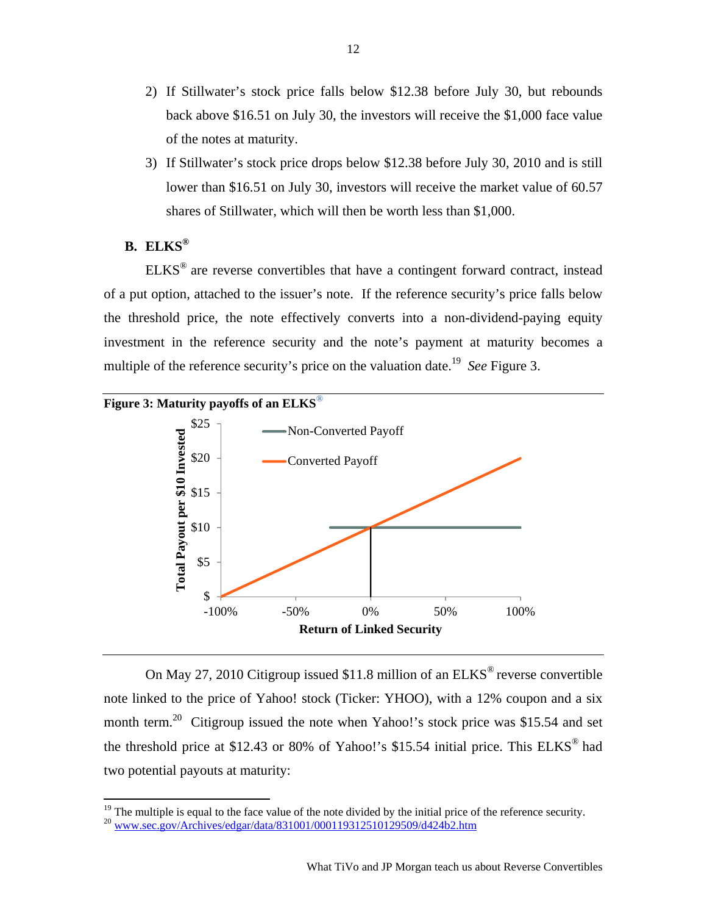2) If Stillwater's stock price falls below $12.38 before July 30, but rebounds back above $16.51 on July 30, the investors will receive the $1,000 face value of the notes at maturity.

3) If Stillwater's stock price drops below $12.38 before July 30, 2010 and is still lower than $16.51 on July 30, investors will receive the market value of 60.57 shares of Stillwater, which will then be worth less than $1,000.

## B. ELKS®

ELKS® are reverse convertibles that have a contingent forward contract, instead of a put option, attached to the issuer's note. If the reference security's price falls below the threshold price, the note effectively converts into a non-dividend-paying equity investment in the reference security and the note's payment at maturity becomes a multiple of the reference security's price on the valuation date.[19] *See* Figure 3.

**Figure 3: Maturity payoffs of an ELKS®**

Non-Converted Payoff
Converted Payoff
Total Payout per $10 Invested
$25
$20
$15
$10
$5
$
-100%
-50%
0%
50%
100%
Return of Linked Security

On May 27, 2010 Citigroup issued $11.8 million of an ELKS® reverse convertible note linked to the price of Yahoo! stock (Ticker: YHOO), with a 12% coupon and a six month term.[20] Citigroup issued the note when Yahoo!'s stock price was $15.54 and set the threshold price at $12.43 or 80% of Yahoo!'s $15.54 initial price. This ELKS® had two potential payouts at maturity:

[19] The multiple is equal to the face value of the note divided by the initial price of the reference security.

[20] www.sec.gov/Archives/edgar/data/831001/000119312510129509/d424b2.htm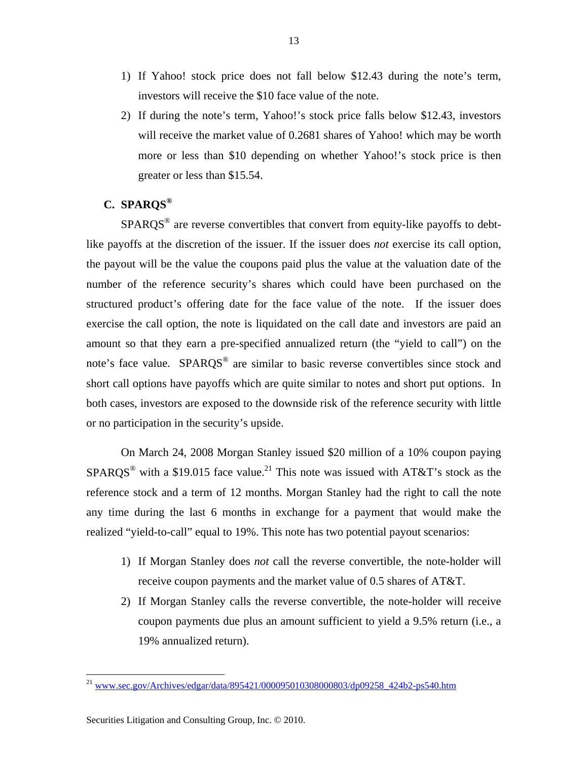1) If Yahoo! stock price does not fall below $12.43 during the note's term, investors will receive the $10 face value of the note.
2) If during the note's term, Yahoo!'s stock price falls below $12.43, investors will receive the market value of 0.2681 shares of Yahoo! which may be worth more or less than $10 depending on whether Yahoo!'s stock price is then greater or less than $15.54.

### C. SPARQS®

SPARQS® are reverse convertibles that convert from equity-like payoffs to debt-like payoffs at the discretion of the issuer. If the issuer does *not* exercise its call option, the payout will be the value the coupons paid plus the value at the valuation date of the number of the reference security's shares which could have been purchased on the structured product's offering date for the face value of the note. If the issuer does exercise the call option, the note is liquidated on the call date and investors are paid an amount so that they earn a pre-specified annualized return (the "yield to call") on the note's face value. SPARQS® are similar to basic reverse convertibles since stock and short call options have payoffs which are quite similar to notes and short put options. In both cases, investors are exposed to the downside risk of the reference security with little or no participation in the security's upside.

On March 24, 2008 Morgan Stanley issued $20 million of a 10% coupon paying SPARQS® with a $19.015 face value.[21] This note was issued with AT&T's stock as the reference stock and a term of 12 months. Morgan Stanley had the right to call the note any time during the last 6 months in exchange for a payment that would make the realized "yield-to-call" equal to 19%. This note has two potential payout scenarios:

1) If Morgan Stanley does *not* call the reverse convertible, the note-holder will receive coupon payments and the market value of 0.5 shares of AT&T.
2) If Morgan Stanley calls the reverse convertible, the note-holder will receive coupon payments due plus an amount sufficient to yield a 9.5% return (i.e., a 19% annualized return).

---

[21] www.sec.gov/Archives/edgar/data/895421/000095010308000803/dp09258_424b2-ps540.htm

Securities Litigation and Consulting Group, Inc. © 2010.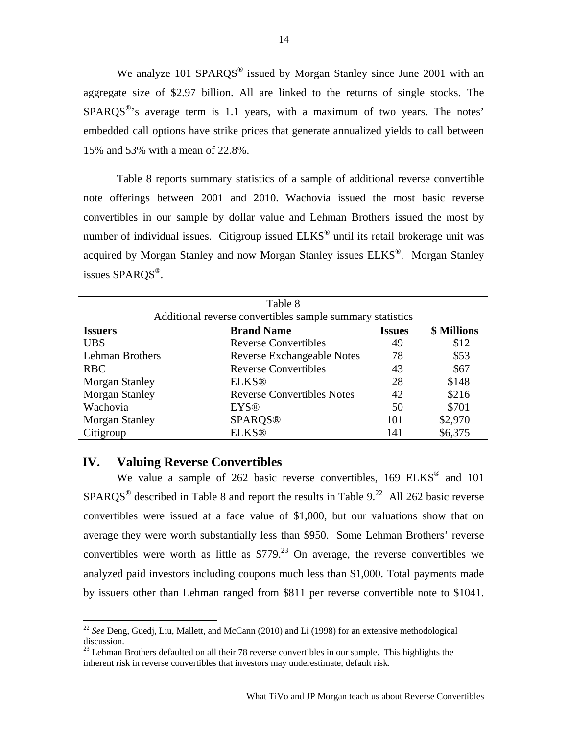We analyze 101 SPARQS® issued by Morgan Stanley since June 2001 with an aggregate size of \$2.97 billion. All are linked to the returns of single stocks. The SPARQS®'s average term is 1.1 years, with a maximum of two years. The notes' embedded call options have strike prices that generate annualized yields to call between 15% and 53% with a mean of 22.8%.

Table 8 reports summary statistics of a sample of additional reverse convertible note offerings between 2001 and 2010. Wachovia issued the most basic reverse convertibles in our sample by dollar value and Lehman Brothers issued the most by number of individual issues. Citigroup issued ELKS® until its retail brokerage unit was acquired by Morgan Stanley and now Morgan Stanley issues ELKS®. Morgan Stanley issues SPARQS®.

Table 8
Additional reverse convertibles sample summary statistics

| **Issuers** | **Brand Name** | **Issues** | **\$ Millions** |
|---|---|---|---|
| UBS | Reverse Convertibles | 49 | \$12 |
| Lehman Brothers | Reverse Exchangeable Notes | 78 | \$53 |
| RBC | Reverse Convertibles | 43 | \$67 |
| Morgan Stanley | ELKS® | 28 | \$148 |
| Morgan Stanley | Reverse Convertibles Notes | 42 | \$216 |
| Wachovia | EYS® | 50 | \$701 |
| Morgan Stanley | SPARQS® | 101 | \$2,970 |
| Citigroup | ELKS® | 141 | \$6,375 |

## IV. Valuing Reverse Convertibles

We value a sample of 262 basic reverse convertibles, 169 ELKS® and 101 SPARQS® described in Table 8 and report the results in Table 9.[22] All 262 basic reverse convertibles were issued at a face value of \$1,000, but our valuations show that on average they were worth substantially less than \$950. Some Lehman Brothers' reverse convertibles were worth as little as \$779.[23] On average, the reverse convertibles we analyzed paid investors including coupons much less than \$1,000. Total payments made by issuers other than Lehman ranged from \$811 per reverse convertible note to \$1041.

[22] *See* Deng, Guedj, Liu, Mallett, and McCann (2010) and Li (1998) for an extensive methodological discussion.

[23] Lehman Brothers defaulted on all their 78 reverse convertibles in our sample. This highlights the inherent risk in reverse convertibles that investors may underestimate, default risk.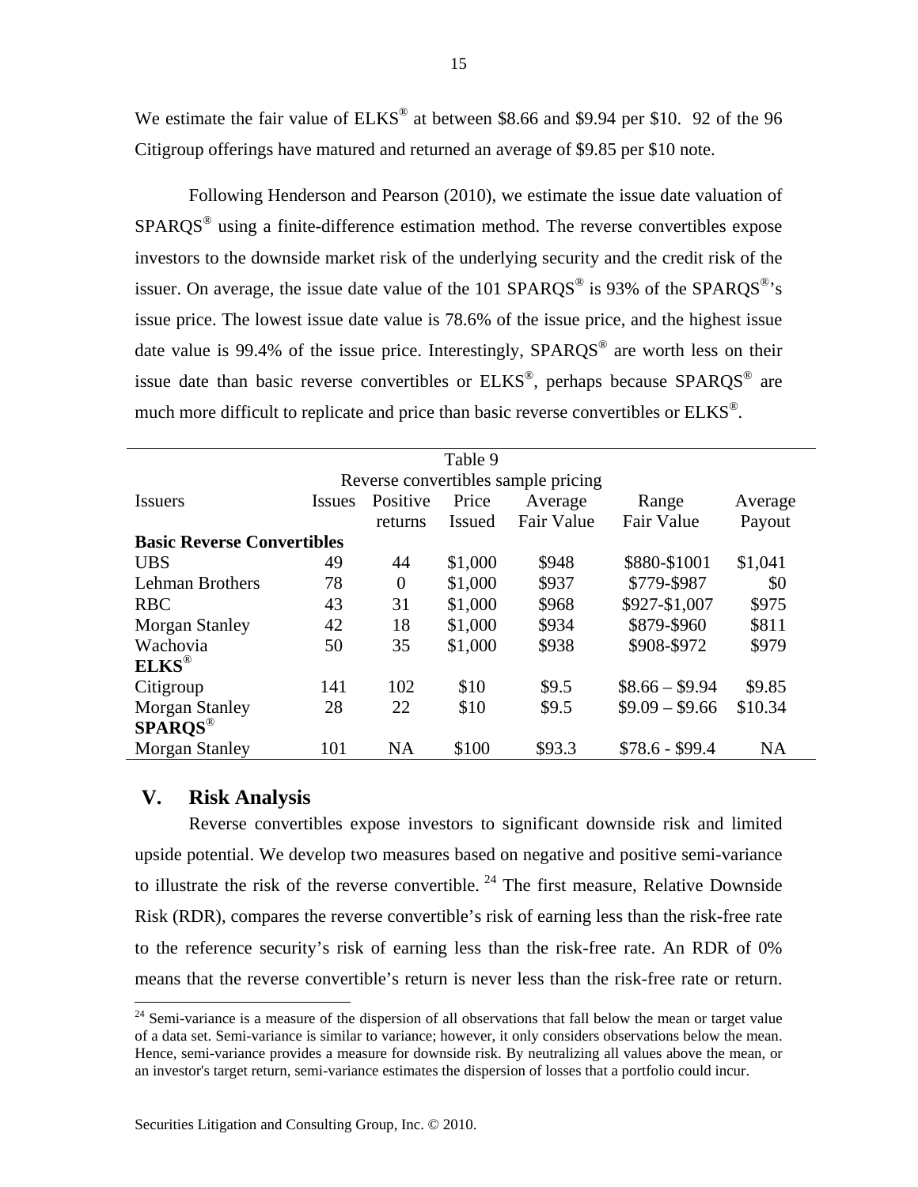We estimate the fair value of ELKS® at between \$8.66 and \$9.94 per \$10. 92 of the 96 Citigroup offerings have matured and returned an average of \$9.85 per \$10 note.

Following Henderson and Pearson (2010), we estimate the issue date valuation of SPARQS® using a finite-difference estimation method. The reverse convertibles expose investors to the downside market risk of the underlying security and the credit risk of the issuer. On average, the issue date value of the 101 SPARQS® is 93% of the SPARQS®'s issue price. The lowest issue date value is 78.6% of the issue price, and the highest issue date value is 99.4% of the issue price. Interestingly, SPARQS® are worth less on their issue date than basic reverse convertibles or ELKS®, perhaps because SPARQS® are much more difficult to replicate and price than basic reverse convertibles or ELKS®.

Table 9
Reverse convertibles sample pricing

| Issuers | Issues | Positive returns | Price Issued | Average Fair Value | Range Fair Value | Average Payout |
|---|---|---|---|---|---|---|
| **Basic Reverse Convertibles** | | | | | | |
| UBS | 49 | 44 | \$1,000 | \$948 | \$880-\$1001 | \$1,041 |
| Lehman Brothers | 78 | 0 | \$1,000 | \$937 | \$779-\$987 | \$0 |
| RBC | 43 | 31 | \$1,000 | \$968 | \$927-\$1,007 | \$975 |
| Morgan Stanley | 42 | 18 | \$1,000 | \$934 | \$879-\$960 | \$811 |
| Wachovia | 50 | 35 | \$1,000 | \$938 | \$908-\$972 | \$979 |
| **ELKS®** | | | | | | |
| Citigroup | 141 | 102 | \$10 | \$9.5 | \$8.66 – \$9.94 | \$9.85 |
| Morgan Stanley | 28 | 22 | \$10 | \$9.5 | \$9.09 – \$9.66 | \$10.34 |
| **SPARQS®** | | | | | | |
| Morgan Stanley | 101 | NA | \$100 | \$93.3 | \$78.6 - \$99.4 | NA |

## V. Risk Analysis

Reverse convertibles expose investors to significant downside risk and limited upside potential. We develop two measures based on negative and positive semi-variance to illustrate the risk of the reverse convertible. [24] The first measure, Relative Downside Risk (RDR), compares the reverse convertible's risk of earning less than the risk-free rate to the reference security's risk of earning less than the risk-free rate. An RDR of 0% means that the reverse convertible's return is never less than the risk-free rate or return.

[24] Semi-variance is a measure of the dispersion of all observations that fall below the mean or target value of a data set. Semi-variance is similar to variance; however, it only considers observations below the mean. Hence, semi-variance provides a measure for downside risk. By neutralizing all values above the mean, or an investor's target return, semi-variance estimates the dispersion of losses that a portfolio could incur.

Securities Litigation and Consulting Group, Inc. © 2010.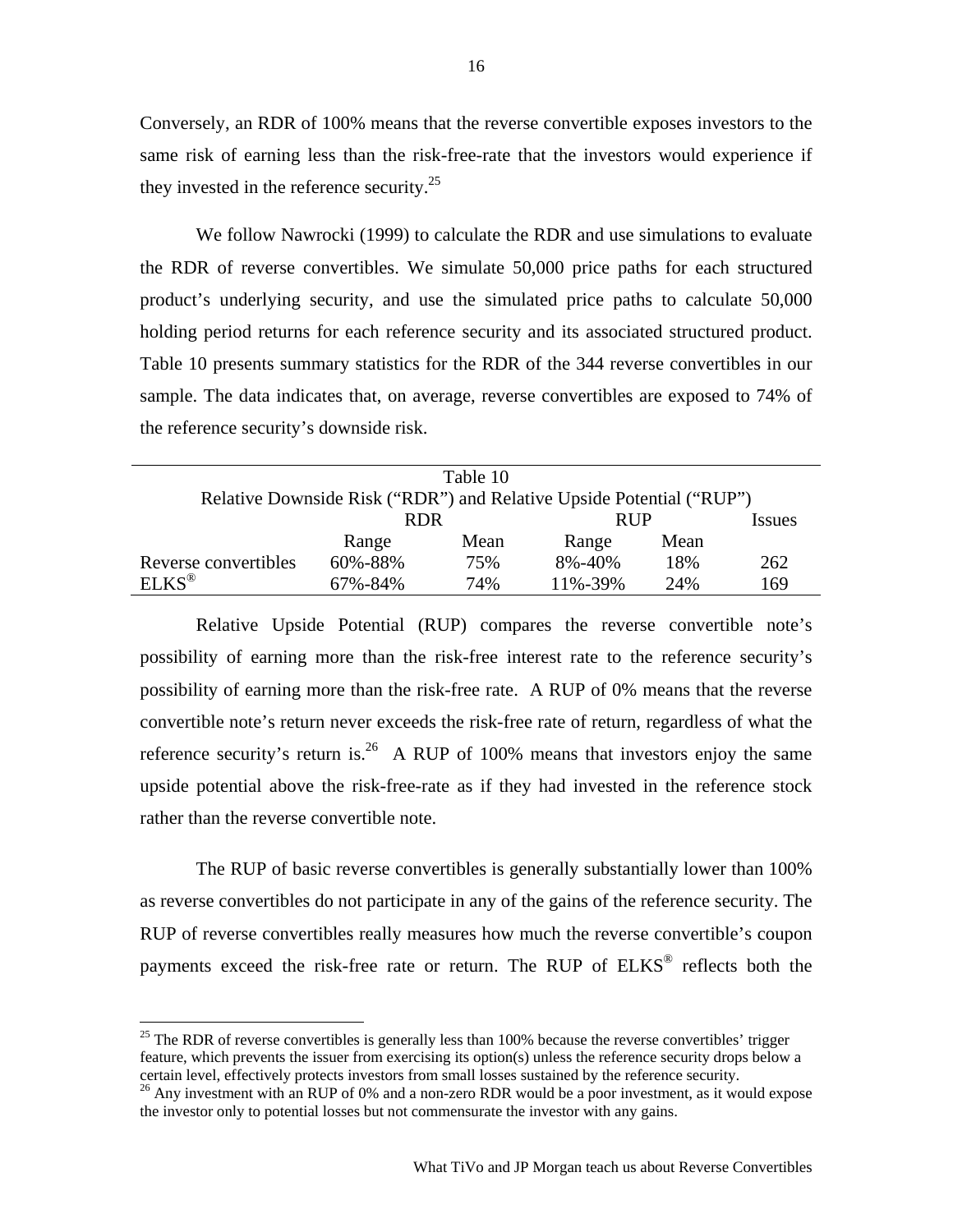Conversely, an RDR of 100% means that the reverse convertible exposes investors to the same risk of earning less than the risk-free-rate that the investors would experience if they invested in the reference security.[25]

We follow Nawrocki (1999) to calculate the RDR and use simulations to evaluate the RDR of reverse convertibles. We simulate 50,000 price paths for each structured product's underlying security, and use the simulated price paths to calculate 50,000 holding period returns for each reference security and its associated structured product. Table 10 presents summary statistics for the RDR of the 344 reverse convertibles in our sample. The data indicates that, on average, reverse convertibles are exposed to 74% of the reference security's downside risk.

Table 10

Relative Downside Risk ("RDR") and Relative Upside Potential ("RUP")

| | RDR | | RUP | | Issues |
|---|---|---|---|---|---|
| | Range | Mean | Range | Mean | |
| Reverse convertibles | 60%-88% | 75% | 8%-40% | 18% | 262 |
| ELKS® | 67%-84% | 74% | 11%-39% | 24% | 169 |

Relative Upside Potential (RUP) compares the reverse convertible note's possibility of earning more than the risk-free interest rate to the reference security's possibility of earning more than the risk-free rate. A RUP of 0% means that the reverse convertible note's return never exceeds the risk-free rate of return, regardless of what the reference security's return is.[26] A RUP of 100% means that investors enjoy the same upside potential above the risk-free-rate as if they had invested in the reference stock rather than the reverse convertible note.

The RUP of basic reverse convertibles is generally substantially lower than 100% as reverse convertibles do not participate in any of the gains of the reference security. The RUP of reverse convertibles really measures how much the reverse convertible's coupon payments exceed the risk-free rate or return. The RUP of ELKS® reflects both the

[25] The RDR of reverse convertibles is generally less than 100% because the reverse convertibles' trigger feature, which prevents the issuer from exercising its option(s) unless the reference security drops below a certain level, effectively protects investors from small losses sustained by the reference security.

[26] Any investment with an RUP of 0% and a non-zero RDR would be a poor investment, as it would expose the investor only to potential losses but not commensurate the investor with any gains.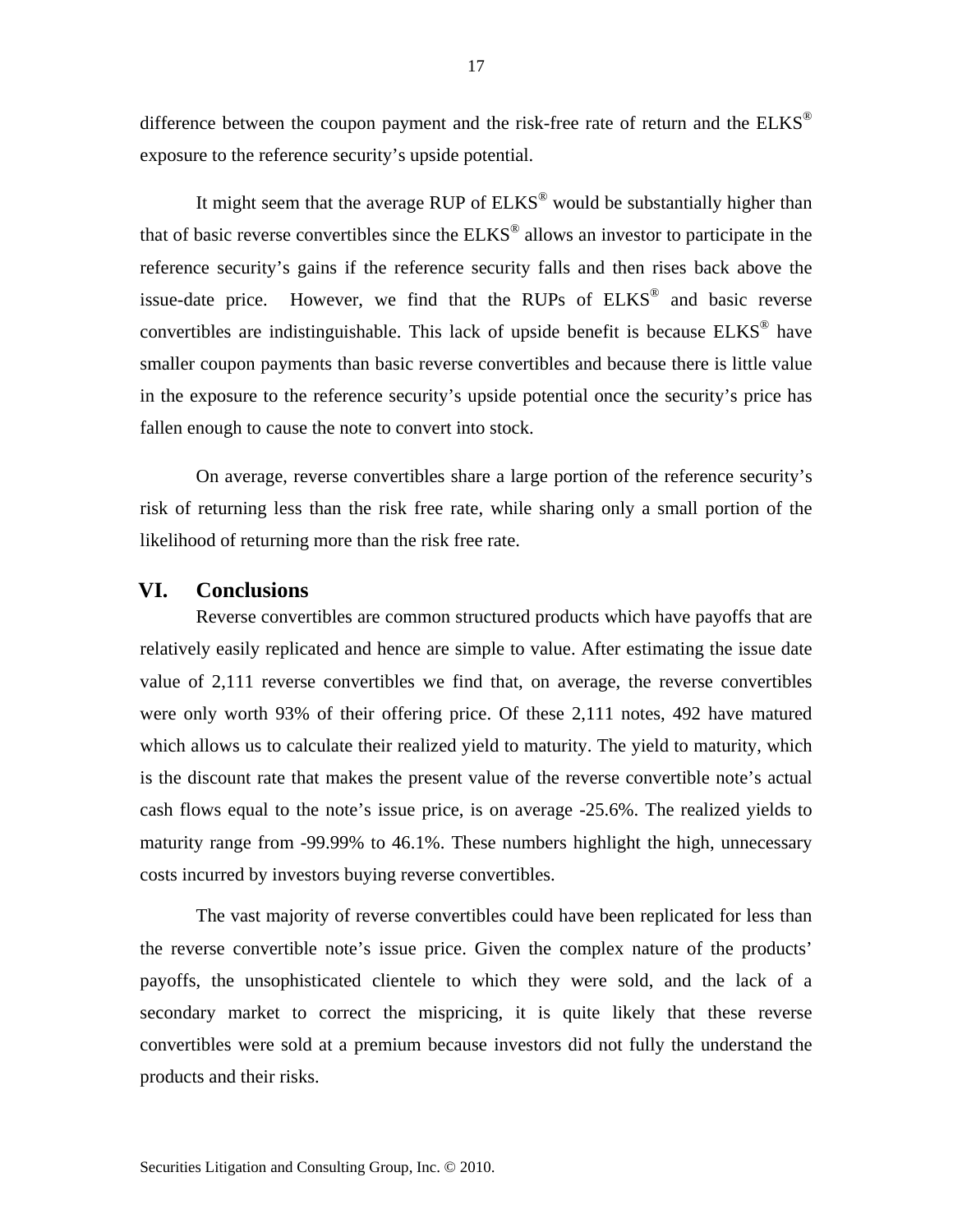difference between the coupon payment and the risk-free rate of return and the ELKS® exposure to the reference security's upside potential.

It might seem that the average RUP of ELKS® would be substantially higher than that of basic reverse convertibles since the ELKS® allows an investor to participate in the reference security's gains if the reference security falls and then rises back above the issue-date price. However, we find that the RUPs of ELKS® and basic reverse convertibles are indistinguishable. This lack of upside benefit is because ELKS® have smaller coupon payments than basic reverse convertibles and because there is little value in the exposure to the reference security's upside potential once the security's price has fallen enough to cause the note to convert into stock.

On average, reverse convertibles share a large portion of the reference security's risk of returning less than the risk free rate, while sharing only a small portion of the likelihood of returning more than the risk free rate.

## VI. Conclusions

Reverse convertibles are common structured products which have payoffs that are relatively easily replicated and hence are simple to value. After estimating the issue date value of 2,111 reverse convertibles we find that, on average, the reverse convertibles were only worth 93% of their offering price. Of these 2,111 notes, 492 have matured which allows us to calculate their realized yield to maturity. The yield to maturity, which is the discount rate that makes the present value of the reverse convertible note's actual cash flows equal to the note's issue price, is on average -25.6%. The realized yields to maturity range from -99.99% to 46.1%. These numbers highlight the high, unnecessary costs incurred by investors buying reverse convertibles.

The vast majority of reverse convertibles could have been replicated for less than the reverse convertible note's issue price. Given the complex nature of the products' payoffs, the unsophisticated clientele to which they were sold, and the lack of a secondary market to correct the mispricing, it is quite likely that these reverse convertibles were sold at a premium because investors did not fully the understand the products and their risks.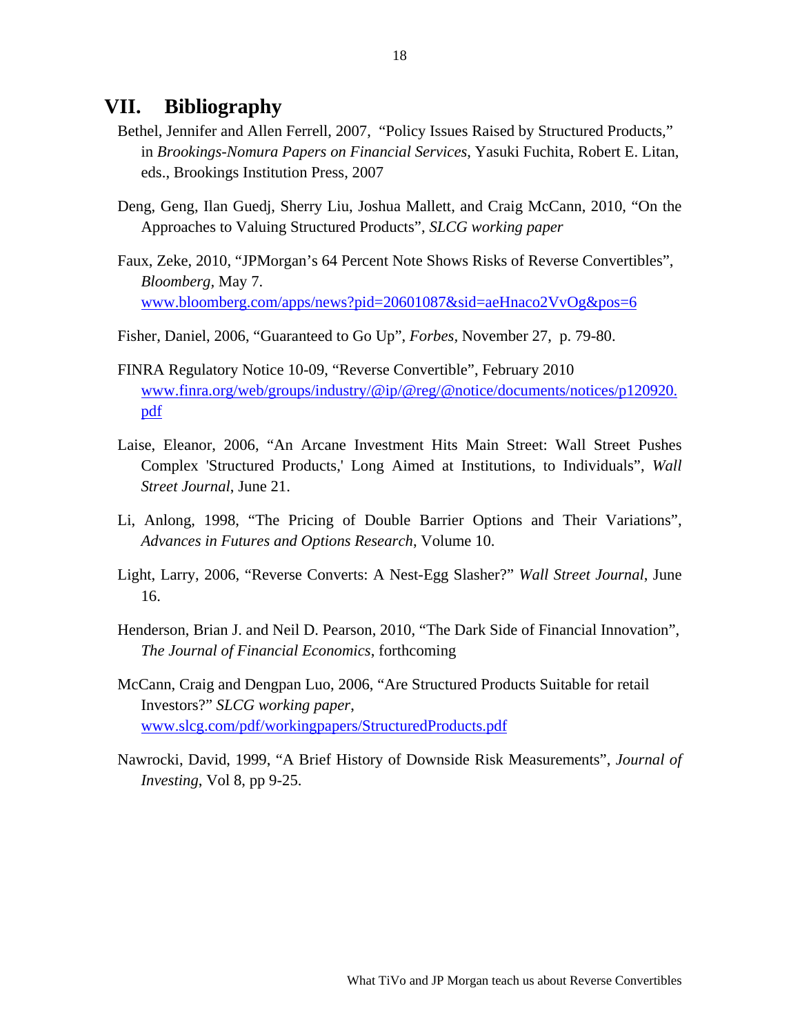## VII. Bibliography

Bethel, Jennifer and Allen Ferrell, 2007, "Policy Issues Raised by Structured Products," in *Brookings-Nomura Papers on Financial Services*, Yasuki Fuchita, Robert E. Litan, eds., Brookings Institution Press, 2007

Deng, Geng, Ilan Guedj, Sherry Liu, Joshua Mallett, and Craig McCann, 2010, "On the Approaches to Valuing Structured Products", *SLCG working paper*

Faux, Zeke, 2010, "JPMorgan's 64 Percent Note Shows Risks of Reverse Convertibles", *Bloomberg*, May 7. www.bloomberg.com/apps/news?pid=20601087&sid=aeHnaco2VvOg&pos=6

Fisher, Daniel, 2006, "Guaranteed to Go Up", *Forbes*, November 27, p. 79-80.

FINRA Regulatory Notice 10-09, "Reverse Convertible", February 2010 www.finra.org/web/groups/industry/@ip/@reg/@notice/documents/notices/p120920.pdf

Laise, Eleanor, 2006, "An Arcane Investment Hits Main Street: Wall Street Pushes Complex 'Structured Products,' Long Aimed at Institutions, to Individuals", *Wall Street Journal*, June 21.

Li, Anlong, 1998, "The Pricing of Double Barrier Options and Their Variations", *Advances in Futures and Options Research*, Volume 10.

Light, Larry, 2006, "Reverse Converts: A Nest-Egg Slasher?" *Wall Street Journal*, June 16.

Henderson, Brian J. and Neil D. Pearson, 2010, "The Dark Side of Financial Innovation", *The Journal of Financial Economics*, forthcoming

McCann, Craig and Dengpan Luo, 2006, "Are Structured Products Suitable for retail Investors?" *SLCG working paper*, www.slcg.com/pdf/workingpapers/StructuredProducts.pdf

Nawrocki, David, 1999, "A Brief History of Downside Risk Measurements", *Journal of Investing*, Vol 8, pp 9-25.